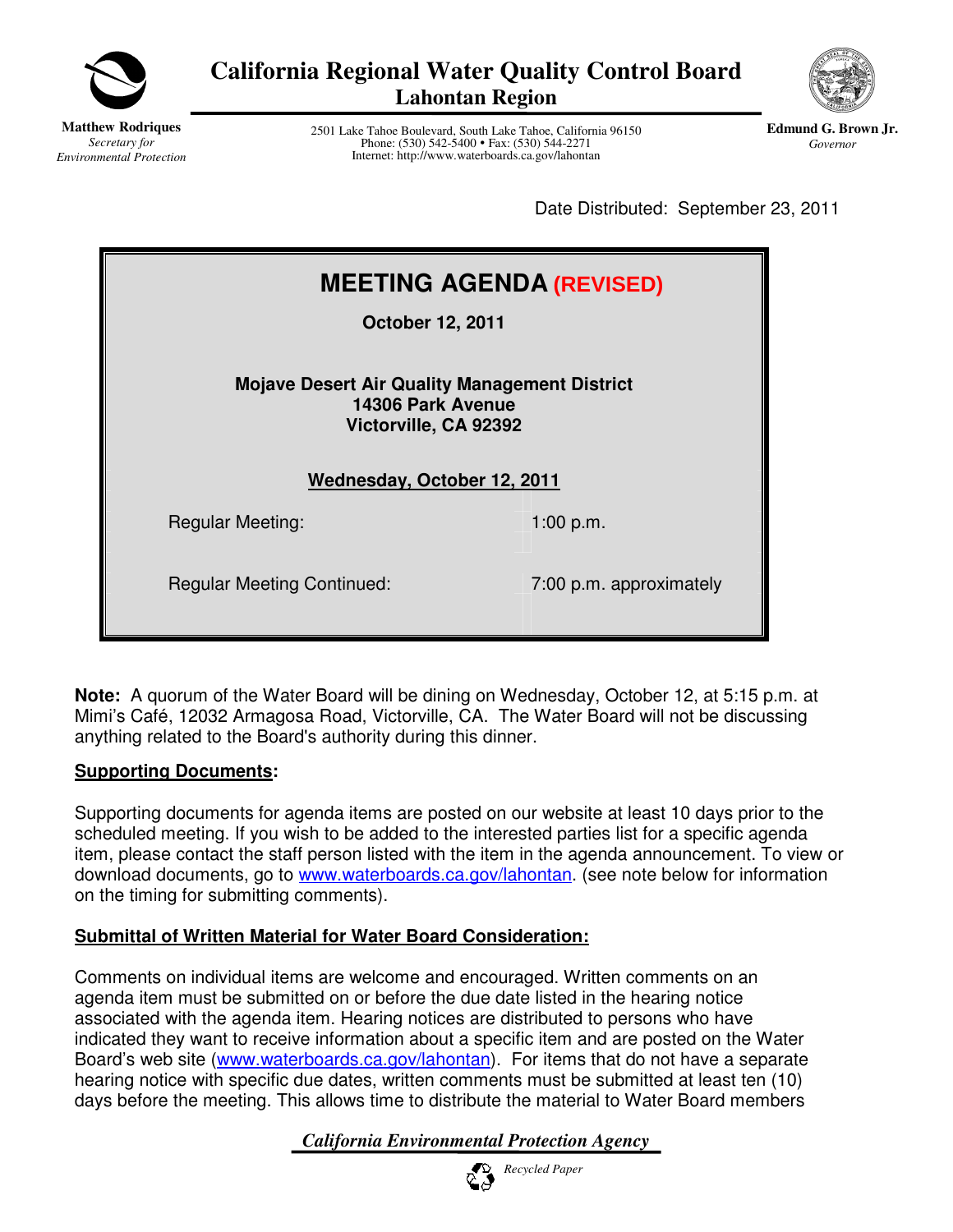# California Regional Water Quality Control Board
## Lahontan Region

**Matthew Rodriques**
*Secretary for Environmental Protection*

2501 Lake Tahoe Boulevard, South Lake Tahoe, California 96150
Phone: (530) 542-5400 • Fax: (530) 544-2271
Internet: http://www.waterboards.ca.gov/lahontan

**Edmund G. Brown Jr.**
*Governor*

Date Distributed: September 23, 2011

## MEETING AGENDA (REVISED)

**October 12, 2011**

**Mojave Desert Air Quality Management District**
**14306 Park Avenue**
**Victorville, CA 92392**

**Wednesday, October 12, 2011**

| | |
|---|---|
| Regular Meeting: | 1:00 p.m. |
| Regular Meeting Continued: | 7:00 p.m. approximately |

**Note:** A quorum of the Water Board will be dining on Wednesday, October 12, at 5:15 p.m. at Mimi's Café, 12032 Armagosa Road, Victorville, CA. The Water Board will not be discussing anything related to the Board's authority during this dinner.

### Supporting Documents:

Supporting documents for agenda items are posted on our website at least 10 days prior to the scheduled meeting. If you wish to be added to the interested parties list for a specific agenda item, please contact the staff person listed with the item in the agenda announcement. To view or download documents, go to www.waterboards.ca.gov/lahontan. (see note below for information on the timing for submitting comments).

### Submittal of Written Material for Water Board Consideration:

Comments on individual items are welcome and encouraged. Written comments on an agenda item must be submitted on or before the due date listed in the hearing notice associated with the agenda item. Hearing notices are distributed to persons who have indicated they want to receive information about a specific item and are posted on the Water Board's web site (www.waterboards.ca.gov/lahontan). For items that do not have a separate hearing notice with specific due dates, written comments must be submitted at least ten (10) days before the meeting. This allows time to distribute the material to Water Board members

*California Environmental Protection Agency*

*Recycled Paper*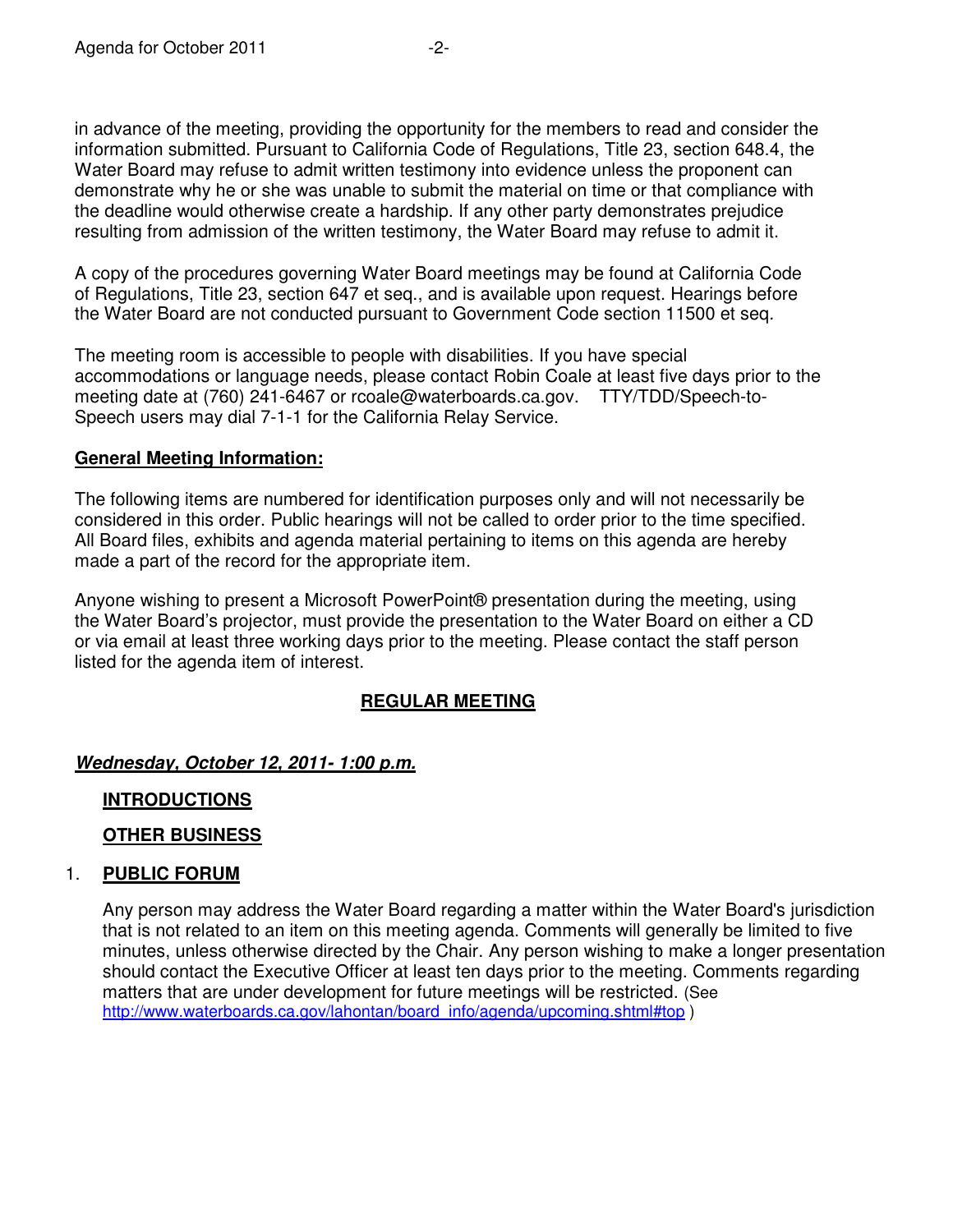in advance of the meeting, providing the opportunity for the members to read and consider the information submitted. Pursuant to California Code of Regulations, Title 23, section 648.4, the Water Board may refuse to admit written testimony into evidence unless the proponent can demonstrate why he or she was unable to submit the material on time or that compliance with the deadline would otherwise create a hardship. If any other party demonstrates prejudice resulting from admission of the written testimony, the Water Board may refuse to admit it.

A copy of the procedures governing Water Board meetings may be found at California Code of Regulations, Title 23, section 647 et seq., and is available upon request. Hearings before the Water Board are not conducted pursuant to Government Code section 11500 et seq.

The meeting room is accessible to people with disabilities. If you have special accommodations or language needs, please contact Robin Coale at least five days prior to the meeting date at (760) 241-6467 or rcoale@waterboards.ca.gov. TTY/TDD/Speech-to-Speech users may dial 7-1-1 for the California Relay Service.

**General Meeting Information:**

The following items are numbered for identification purposes only and will not necessarily be considered in this order. Public hearings will not be called to order prior to the time specified. All Board files, exhibits and agenda material pertaining to items on this agenda are hereby made a part of the record for the appropriate item.

Anyone wishing to present a Microsoft PowerPoint® presentation during the meeting, using the Water Board's projector, must provide the presentation to the Water Board on either a CD or via email at least three working days prior to the meeting. Please contact the staff person listed for the agenda item of interest.

## REGULAR MEETING

***Wednesday, October 12, 2011- 1:00 p.m.***

**INTRODUCTIONS**

**OTHER BUSINESS**

1. **PUBLIC FORUM**

   Any person may address the Water Board regarding a matter within the Water Board's jurisdiction that is not related to an item on this meeting agenda. Comments will generally be limited to five minutes, unless otherwise directed by the Chair. Any person wishing to make a longer presentation should contact the Executive Officer at least ten days prior to the meeting. Comments regarding matters that are under development for future meetings will be restricted. (See http://www.waterboards.ca.gov/lahontan/board_info/agenda/upcoming.shtml#top )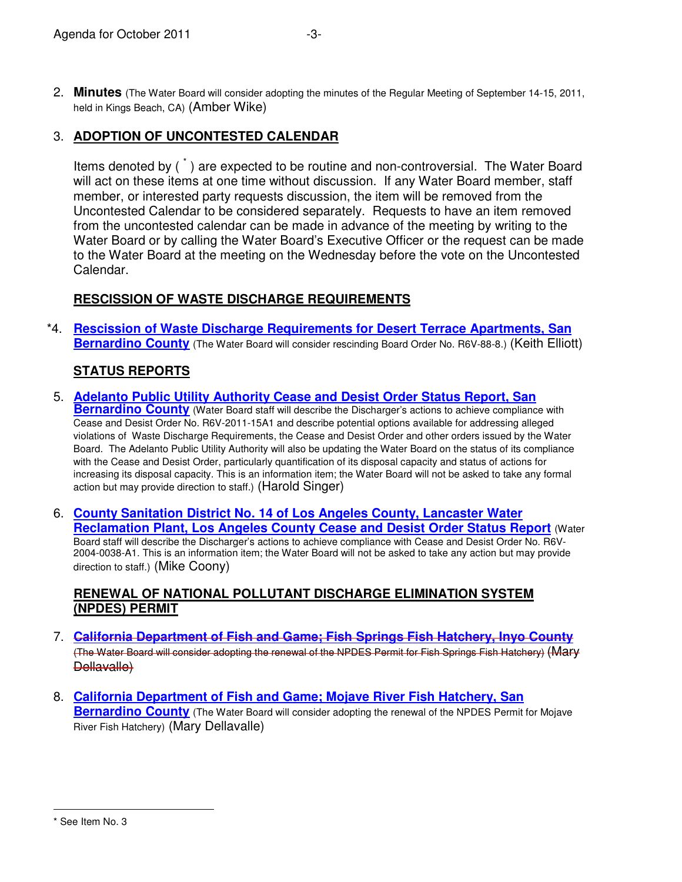2. **Minutes** (The Water Board will consider adopting the minutes of the Regular Meeting of September 14-15, 2011, held in Kings Beach, CA) (Amber Wike)

3. **ADOPTION OF UNCONTESTED CALENDAR**

   Items denoted by ( * ) are expected to be routine and non-controversial. The Water Board will act on these items at one time without discussion. If any Water Board member, staff member, or interested party requests discussion, the item will be removed from the Uncontested Calendar to be considered separately. Requests to have an item removed from the uncontested calendar can be made in advance of the meeting by writing to the Water Board or by calling the Water Board's Executive Officer or the request can be made to the Water Board at the meeting on the Wednesday before the vote on the Uncontested Calendar.

**RESCISSION OF WASTE DISCHARGE REQUIREMENTS**

*4. **Rescission of Waste Discharge Requirements for Desert Terrace Apartments, San Bernardino County** (The Water Board will consider rescinding Board Order No. R6V-88-8.) (Keith Elliott)

**STATUS REPORTS**

5. **Adelanto Public Utility Authority Cease and Desist Order Status Report, San Bernardino County** (Water Board staff will describe the Discharger's actions to achieve compliance with Cease and Desist Order No. R6V-2011-15A1 and describe potential options available for addressing alleged violations of Waste Discharge Requirements, the Cease and Desist Order and other orders issued by the Water Board. The Adelanto Public Utility Authority will also be updating the Water Board on the status of its compliance with the Cease and Desist Order, particularly quantification of its disposal capacity and status of actions for increasing its disposal capacity. This is an information item; the Water Board will not be asked to take any formal action but may provide direction to staff.) (Harold Singer)

6. **County Sanitation District No. 14 of Los Angeles County, Lancaster Water Reclamation Plant, Los Angeles County Cease and Desist Order Status Report** (Water Board staff will describe the Discharger's actions to achieve compliance with Cease and Desist Order No. R6V-2004-0038-A1. This is an information item; the Water Board will not be asked to take any action but may provide direction to staff.) (Mike Coony)

**RENEWAL OF NATIONAL POLLUTANT DISCHARGE ELIMINATION SYSTEM (NPDES) PERMIT**

7. ~~**California Department of Fish and Game; Fish Springs Fish Hatchery, Inyo County** (The Water Board will consider adopting the renewal of the NPDES Permit for Fish Springs Fish Hatchery) (Mary Dellavalle)~~

8. **California Department of Fish and Game; Mojave River Fish Hatchery, San Bernardino County** (The Water Board will consider adopting the renewal of the NPDES Permit for Mojave River Fish Hatchery) (Mary Dellavalle)

---

* See Item No. 3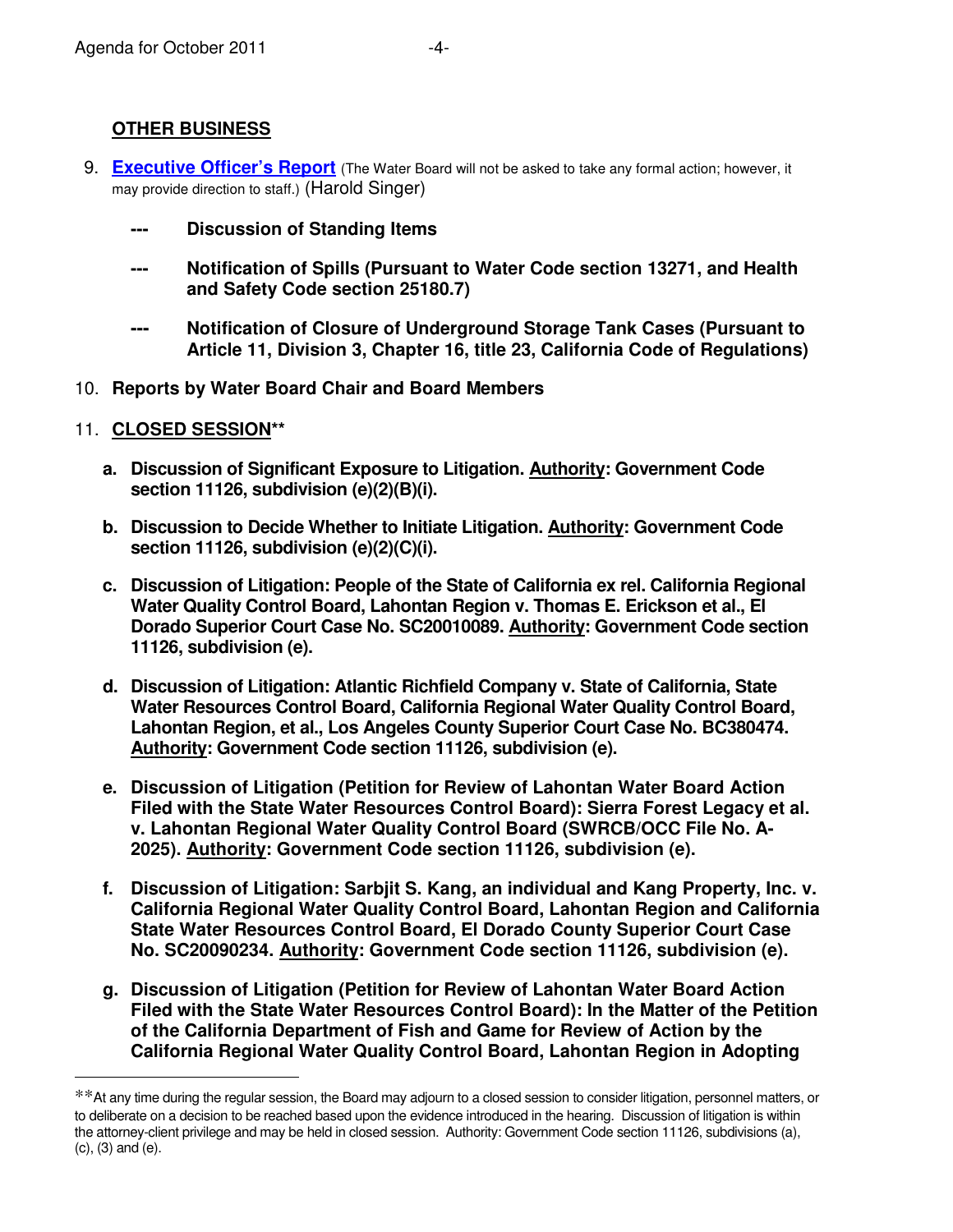**OTHER BUSINESS**

9. **Executive Officer's Report** (The Water Board will not be asked to take any formal action; however, it may provide direction to staff.) (Harold Singer)

   **---** **Discussion of Standing Items**

   **---** **Notification of Spills (Pursuant to Water Code section 13271, and Health and Safety Code section 25180.7)**

   **---** **Notification of Closure of Underground Storage Tank Cases (Pursuant to Article 11, Division 3, Chapter 16, title 23, California Code of Regulations)**

10. **Reports by Water Board Chair and Board Members**

11. **CLOSED SESSION****

    a. **Discussion of Significant Exposure to Litigation. Authority: Government Code section 11126, subdivision (e)(2)(B)(i).**

    b. **Discussion to Decide Whether to Initiate Litigation. Authority: Government Code section 11126, subdivision (e)(2)(C)(i).**

    c. **Discussion of Litigation: People of the State of California ex rel. California Regional Water Quality Control Board, Lahontan Region v. Thomas E. Erickson et al., El Dorado Superior Court Case No. SC20010089. Authority: Government Code section 11126, subdivision (e).**

    d. **Discussion of Litigation: Atlantic Richfield Company v. State of California, State Water Resources Control Board, California Regional Water Quality Control Board, Lahontan Region, et al., Los Angeles County Superior Court Case No. BC380474. Authority: Government Code section 11126, subdivision (e).**

    e. **Discussion of Litigation (Petition for Review of Lahontan Water Board Action Filed with the State Water Resources Control Board): Sierra Forest Legacy et al. v. Lahontan Regional Water Quality Control Board (SWRCB/OCC File No. A-2025). Authority: Government Code section 11126, subdivision (e).**

    f. **Discussion of Litigation: Sarbjit S. Kang, an individual and Kang Property, Inc. v. California Regional Water Quality Control Board, Lahontan Region and California State Water Resources Control Board, El Dorado County Superior Court Case No. SC20090234. Authority: Government Code section 11126, subdivision (e).**

    g. **Discussion of Litigation (Petition for Review of Lahontan Water Board Action Filed with the State Water Resources Control Board): In the Matter of the Petition of the California Department of Fish and Game for Review of Action by the California Regional Water Quality Control Board, Lahontan Region in Adopting**

---

**At any time during the regular session, the Board may adjourn to a closed session to consider litigation, personnel matters, or to deliberate on a decision to be reached based upon the evidence introduced in the hearing. Discussion of litigation is within the attorney-client privilege and may be held in closed session. Authority: Government Code section 11126, subdivisions (a), (c), (3) and (e).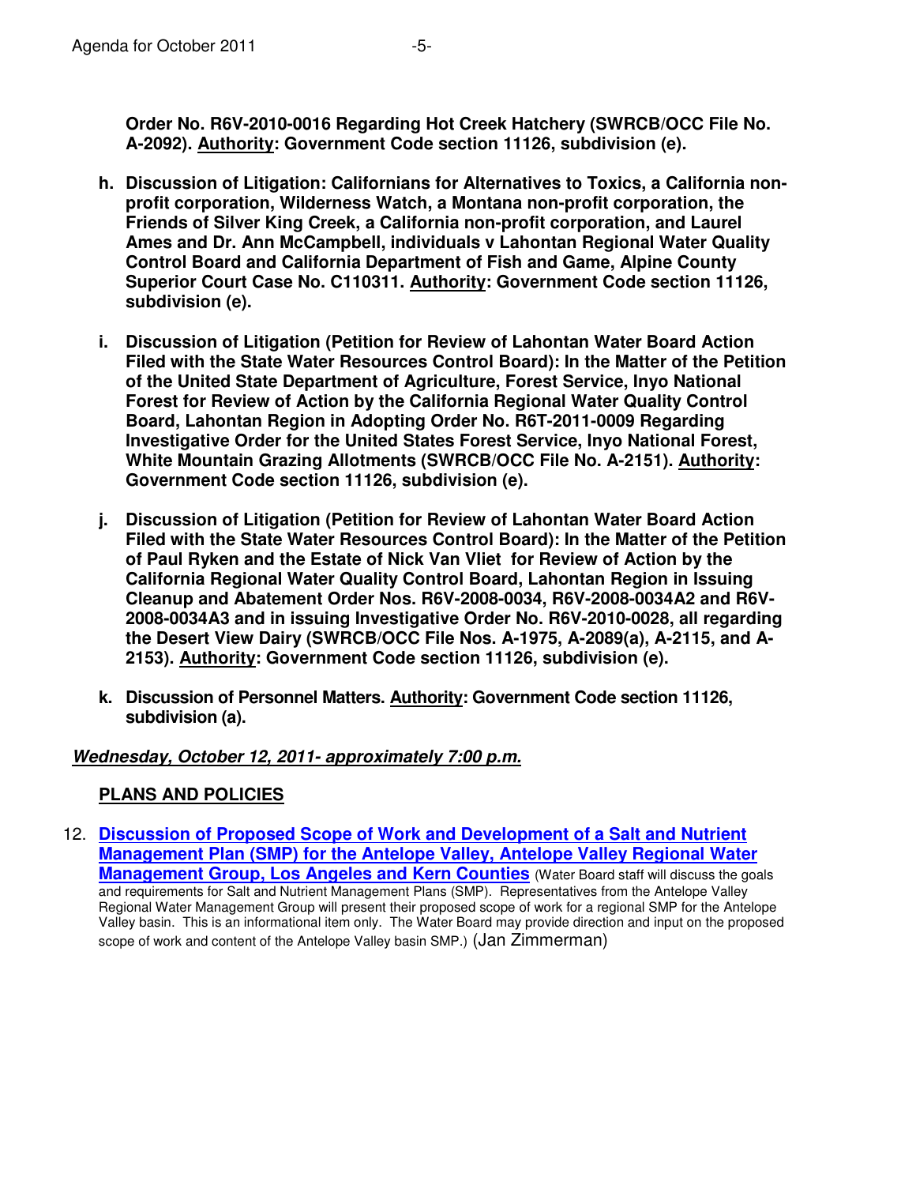**Order No. R6V-2010-0016 Regarding Hot Creek Hatchery (SWRCB/OCC File No. A-2092). Authority: Government Code section 11126, subdivision (e).**

h. **Discussion of Litigation: Californians for Alternatives to Toxics, a California non-profit corporation, Wilderness Watch, a Montana non-profit corporation, the Friends of Silver King Creek, a California non-profit corporation, and Laurel Ames and Dr. Ann McCampbell, individuals v Lahontan Regional Water Quality Control Board and California Department of Fish and Game, Alpine County Superior Court Case No. C110311. Authority: Government Code section 11126, subdivision (e).**

i. **Discussion of Litigation (Petition for Review of Lahontan Water Board Action Filed with the State Water Resources Control Board): In the Matter of the Petition of the United State Department of Agriculture, Forest Service, Inyo National Forest for Review of Action by the California Regional Water Quality Control Board, Lahontan Region in Adopting Order No. R6T-2011-0009 Regarding Investigative Order for the United States Forest Service, Inyo National Forest, White Mountain Grazing Allotments (SWRCB/OCC File No. A-2151). Authority: Government Code section 11126, subdivision (e).**

j. **Discussion of Litigation (Petition for Review of Lahontan Water Board Action Filed with the State Water Resources Control Board): In the Matter of the Petition of Paul Ryken and the Estate of Nick Van Vliet for Review of Action by the California Regional Water Quality Control Board, Lahontan Region in Issuing Cleanup and Abatement Order Nos. R6V-2008-0034, R6V-2008-0034A2 and R6V-2008-0034A3 and in issuing Investigative Order No. R6V-2010-0028, all regarding the Desert View Dairy (SWRCB/OCC File Nos. A-1975, A-2089(a), A-2115, and A-2153). Authority: Government Code section 11126, subdivision (e).**

k. **Discussion of Personnel Matters. Authority: Government Code section 11126, subdivision (a).**

***Wednesday, October 12, 2011- approximately 7:00 p.m.***

**PLANS AND POLICIES**

12. **Discussion of Proposed Scope of Work and Development of a Salt and Nutrient Management Plan (SMP) for the Antelope Valley, Antelope Valley Regional Water Management Group, Los Angeles and Kern Counties** (Water Board staff will discuss the goals and requirements for Salt and Nutrient Management Plans (SMP). Representatives from the Antelope Valley Regional Water Management Group will present their proposed scope of work for a regional SMP for the Antelope Valley basin. This is an informational item only. The Water Board may provide direction and input on the proposed scope of work and content of the Antelope Valley basin SMP.) (Jan Zimmerman)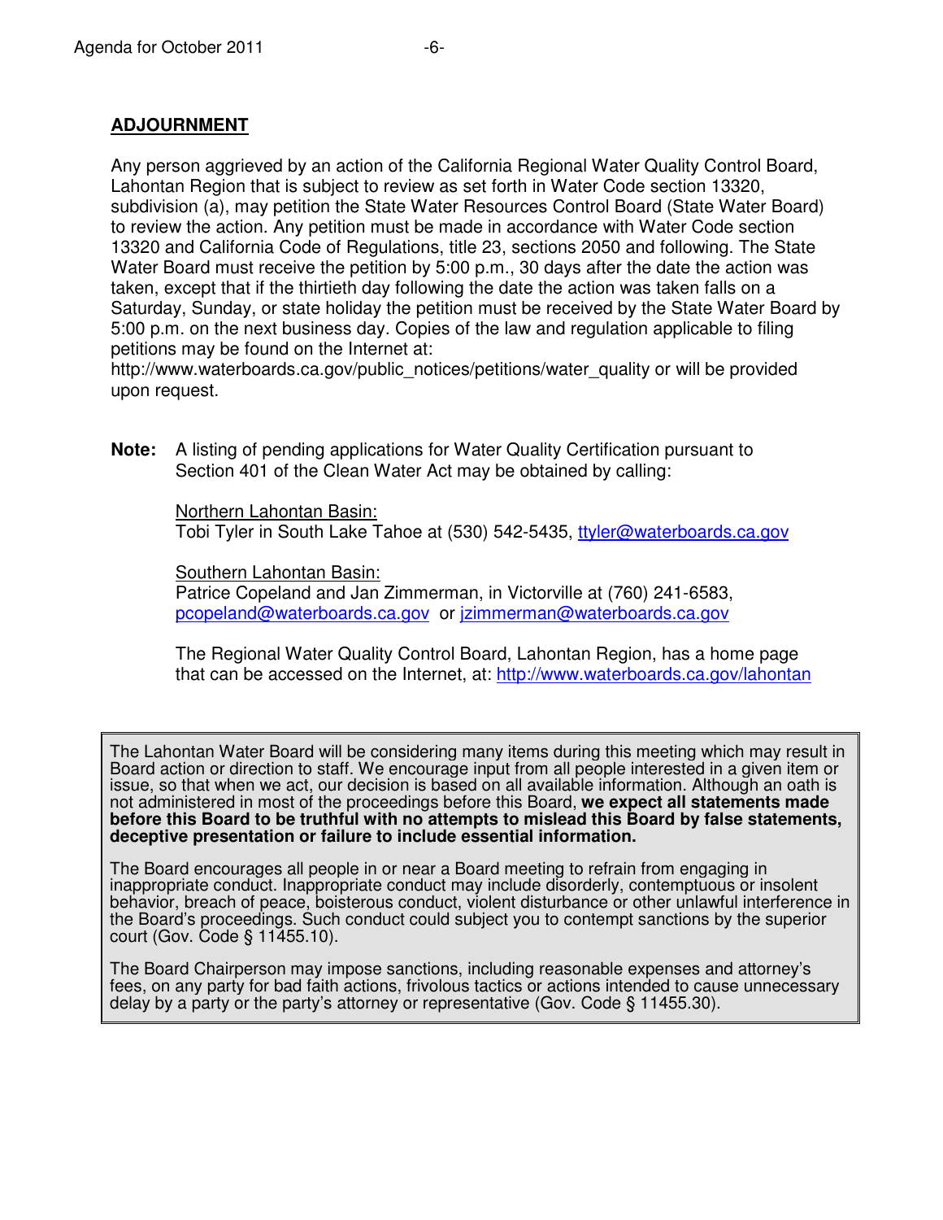## ADJOURNMENT

Any person aggrieved by an action of the California Regional Water Quality Control Board, Lahontan Region that is subject to review as set forth in Water Code section 13320, subdivision (a), may petition the State Water Resources Control Board (State Water Board) to review the action. Any petition must be made in accordance with Water Code section 13320 and California Code of Regulations, title 23, sections 2050 and following. The State Water Board must receive the petition by 5:00 p.m., 30 days after the date the action was taken, except that if the thirtieth day following the date the action was taken falls on a Saturday, Sunday, or state holiday the petition must be received by the State Water Board by 5:00 p.m. on the next business day. Copies of the law and regulation applicable to filing petitions may be found on the Internet at: http://www.waterboards.ca.gov/public_notices/petitions/water_quality or will be provided upon request.

**Note:** A listing of pending applications for Water Quality Certification pursuant to Section 401 of the Clean Water Act may be obtained by calling:

Northern Lahontan Basin:
Tobi Tyler in South Lake Tahoe at (530) 542-5435, ttyler@waterboards.ca.gov

Southern Lahontan Basin:
Patrice Copeland and Jan Zimmerman, in Victorville at (760) 241-6583, pcopeland@waterboards.ca.gov or jzimmerman@waterboards.ca.gov

The Regional Water Quality Control Board, Lahontan Region, has a home page that can be accessed on the Internet, at: http://www.waterboards.ca.gov/lahontan

---

The Lahontan Water Board will be considering many items during this meeting which may result in Board action or direction to staff. We encourage input from all people interested in a given item or issue, so that when we act, our decision is based on all available information. Although an oath is not administered in most of the proceedings before this Board, **we expect all statements made before this Board to be truthful with no attempts to mislead this Board by false statements, deceptive presentation or failure to include essential information.**

The Board encourages all people in or near a Board meeting to refrain from engaging in inappropriate conduct. Inappropriate conduct may include disorderly, contemptuous or insolent behavior, breach of peace, boisterous conduct, violent disturbance or other unlawful interference in the Board's proceedings. Such conduct could subject you to contempt sanctions by the superior court (Gov. Code § 11455.10).

The Board Chairperson may impose sanctions, including reasonable expenses and attorney's fees, on any party for bad faith actions, frivolous tactics or actions intended to cause unnecessary delay by a party or the party's attorney or representative (Gov. Code § 11455.30).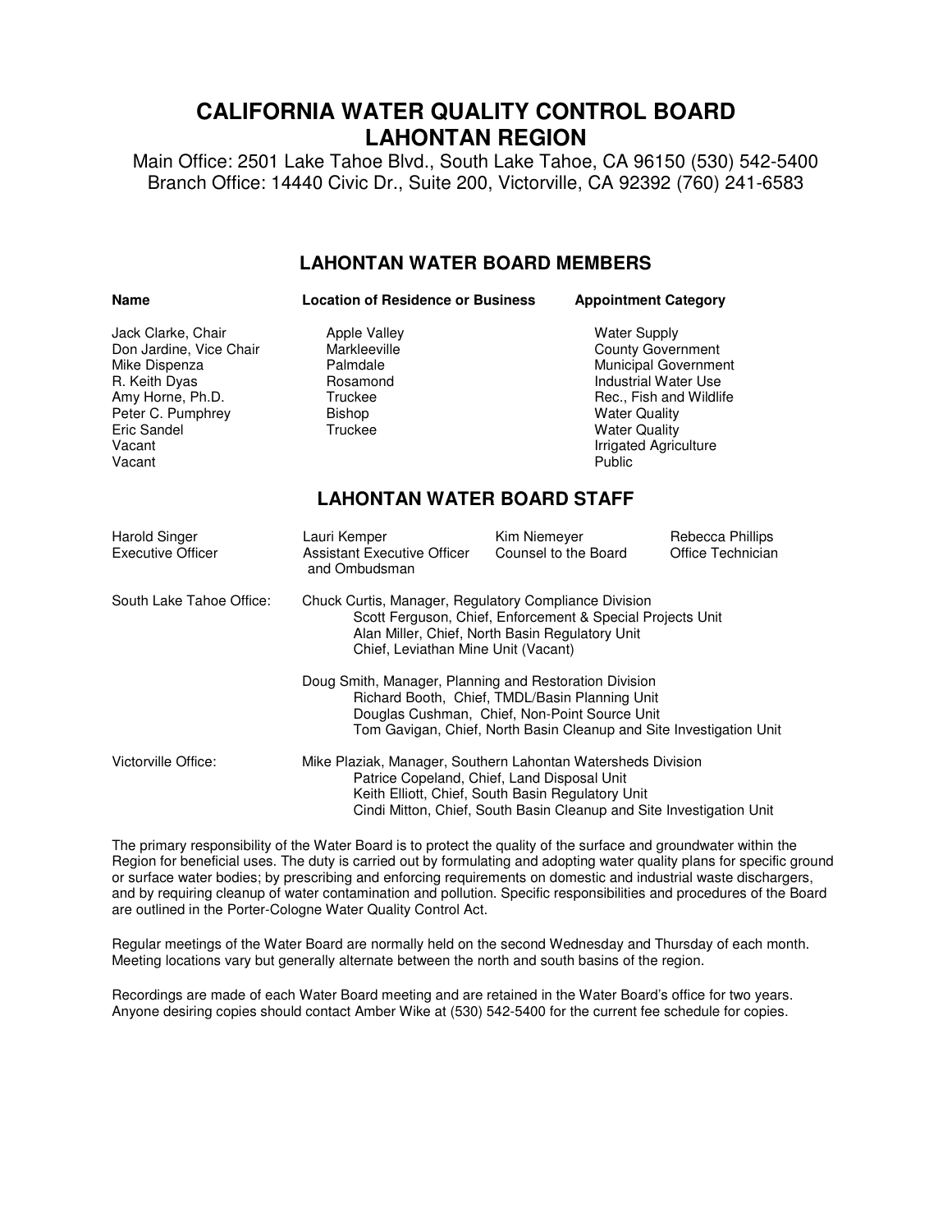# CALIFORNIA WATER QUALITY CONTROL BOARD
# LAHONTAN REGION

Main Office: 2501 Lake Tahoe Blvd., South Lake Tahoe, CA 96150 (530) 542-5400
Branch Office: 14440 Civic Dr., Suite 200, Victorville, CA 92392 (760) 241-6583

## LAHONTAN WATER BOARD MEMBERS

| Name | Location of Residence or Business | Appointment Category |
|---|---|---|
| Jack Clarke, Chair | Apple Valley | Water Supply |
| Don Jardine, Vice Chair | Markleeville | County Government |
| Mike Dispenza | Palmdale | Municipal Government |
| R. Keith Dyas | Rosamond | Industrial Water Use |
| Amy Horne, Ph.D. | Truckee | Rec., Fish and Wildlife |
| Peter C. Pumphrey | Bishop | Water Quality |
| Eric Sandel | Truckee | Water Quality |
| Vacant | | Irrigated Agriculture |
| Vacant | | Public |

## LAHONTAN WATER BOARD STAFF

| Harold Singer | Lauri Kemper | Kim Niemeyer | Rebecca Phillips |
|---|---|---|---|
| Executive Officer | Assistant Executive Officer and Ombudsman | Counsel to the Board | Office Technician |

South Lake Tahoe Office:

Chuck Curtis, Manager, Regulatory Compliance Division
- Scott Ferguson, Chief, Enforcement & Special Projects Unit
- Alan Miller, Chief, North Basin Regulatory Unit
- Chief, Leviathan Mine Unit (Vacant)

Doug Smith, Manager, Planning and Restoration Division
- Richard Booth, Chief, TMDL/Basin Planning Unit
- Douglas Cushman, Chief, Non-Point Source Unit
- Tom Gavigan, Chief, North Basin Cleanup and Site Investigation Unit

Victorville Office:

Mike Plaziak, Manager, Southern Lahontan Watersheds Division
- Patrice Copeland, Chief, Land Disposal Unit
- Keith Elliott, Chief, South Basin Regulatory Unit
- Cindi Mitton, Chief, South Basin Cleanup and Site Investigation Unit

The primary responsibility of the Water Board is to protect the quality of the surface and groundwater within the Region for beneficial uses. The duty is carried out by formulating and adopting water quality plans for specific ground or surface water bodies; by prescribing and enforcing requirements on domestic and industrial waste dischargers, and by requiring cleanup of water contamination and pollution. Specific responsibilities and procedures of the Board are outlined in the Porter-Cologne Water Quality Control Act.

Regular meetings of the Water Board are normally held on the second Wednesday and Thursday of each month. Meeting locations vary but generally alternate between the north and south basins of the region.

Recordings are made of each Water Board meeting and are retained in the Water Board's office for two years. Anyone desiring copies should contact Amber Wike at (530) 542-5400 for the current fee schedule for copies.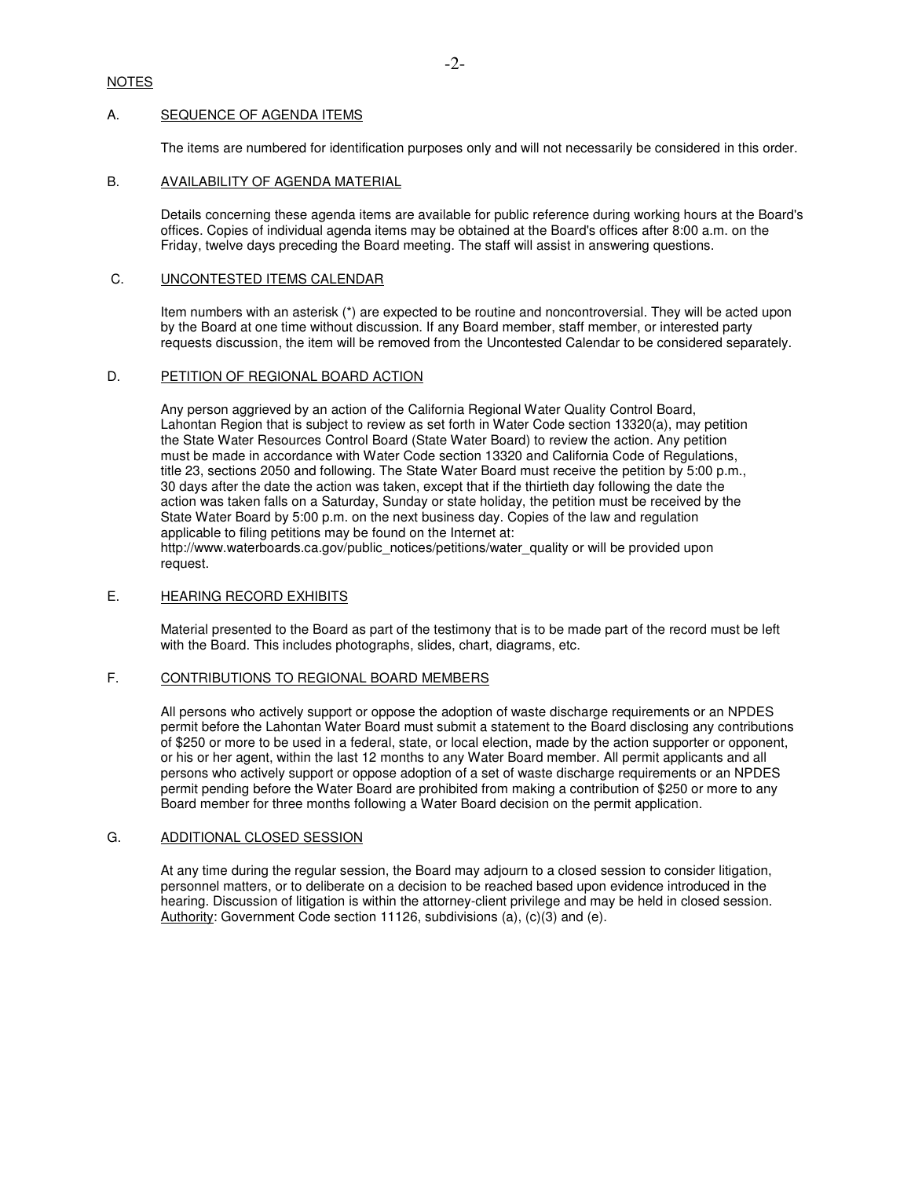NOTES

A. SEQUENCE OF AGENDA ITEMS

The items are numbered for identification purposes only and will not necessarily be considered in this order.

B. AVAILABILITY OF AGENDA MATERIAL

Details concerning these agenda items are available for public reference during working hours at the Board's offices. Copies of individual agenda items may be obtained at the Board's offices after 8:00 a.m. on the Friday, twelve days preceding the Board meeting. The staff will assist in answering questions.

C. UNCONTESTED ITEMS CALENDAR

Item numbers with an asterisk (*) are expected to be routine and noncontroversial. They will be acted upon by the Board at one time without discussion. If any Board member, staff member, or interested party requests discussion, the item will be removed from the Uncontested Calendar to be considered separately.

D. PETITION OF REGIONAL BOARD ACTION

Any person aggrieved by an action of the California Regional Water Quality Control Board, Lahontan Region that is subject to review as set forth in Water Code section 13320(a), may petition the State Water Resources Control Board (State Water Board) to review the action. Any petition must be made in accordance with Water Code section 13320 and California Code of Regulations, title 23, sections 2050 and following. The State Water Board must receive the petition by 5:00 p.m., 30 days after the date the action was taken, except that if the thirtieth day following the date the action was taken falls on a Saturday, Sunday or state holiday, the petition must be received by the State Water Board by 5:00 p.m. on the next business day. Copies of the law and regulation applicable to filing petitions may be found on the Internet at: http://www.waterboards.ca.gov/public_notices/petitions/water_quality or will be provided upon request.

E. HEARING RECORD EXHIBITS

Material presented to the Board as part of the testimony that is to be made part of the record must be left with the Board. This includes photographs, slides, chart, diagrams, etc.

F. CONTRIBUTIONS TO REGIONAL BOARD MEMBERS

All persons who actively support or oppose the adoption of waste discharge requirements or an NPDES permit before the Lahontan Water Board must submit a statement to the Board disclosing any contributions of $250 or more to be used in a federal, state, or local election, made by the action supporter or opponent, or his or her agent, within the last 12 months to any Water Board member. All permit applicants and all persons who actively support or oppose adoption of a set of waste discharge requirements or an NPDES permit pending before the Water Board are prohibited from making a contribution of $250 or more to any Board member for three months following a Water Board decision on the permit application.

G. ADDITIONAL CLOSED SESSION

At any time during the regular session, the Board may adjourn to a closed session to consider litigation, personnel matters, or to deliberate on a decision to be reached based upon evidence introduced in the hearing. Discussion of litigation is within the attorney-client privilege and may be held in closed session. Authority: Government Code section 11126, subdivisions (a), (c)(3) and (e).